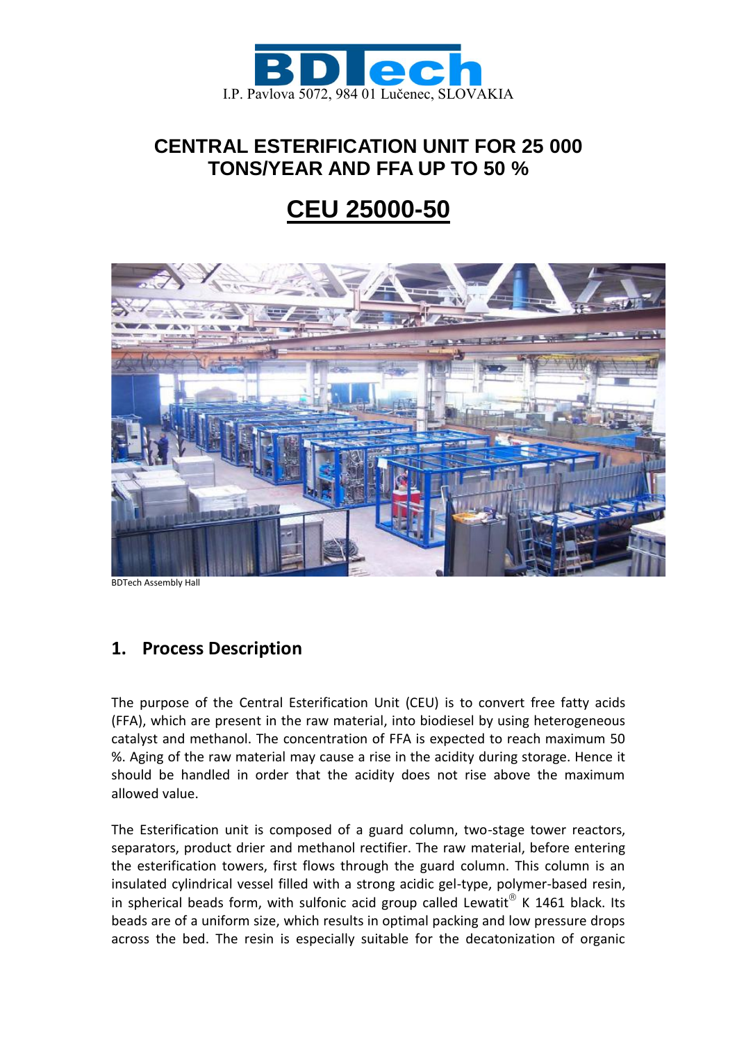I.P. Pavlova 5072, 984 01 Lučenec, SLOVAKIA

# CENTRAL ESTERIFICATION UNIT FOR 25 000 TONS/YEAR AND FFA UP TO 50 %

# CEU 25000-50

BDTech Assembly Hall

## 1. Process Description

The purpose of the Central Esterification Unit (CEU) is to convert free fatty acids (FFA), which are present in the raw material, into biodiesel by using heterogeneous catalyst and methanol. The concentration of FFA is expected to reach maximum 50 %. Aging of the raw material may cause a rise in the acidity during storage. Hence it should be handled in order that the acidity does not rise above the maximum allowed value.

The Esterification unit is composed of a guard column, two-stage tower reactors, separators, product drier and methanol rectifier. The raw material, before entering the esterification towers, first flows through the guard column. This column is an insulated cylindrical vessel filled with a strong acidic gel-type, polymer-based resin, in spherical beads form, with sulfonic acid group called Lewatit® K 1461 black. Its beads are of a uniform size, which results in optimal packing and low pressure drops across the bed. The resin is especially suitable for the decatonization of organic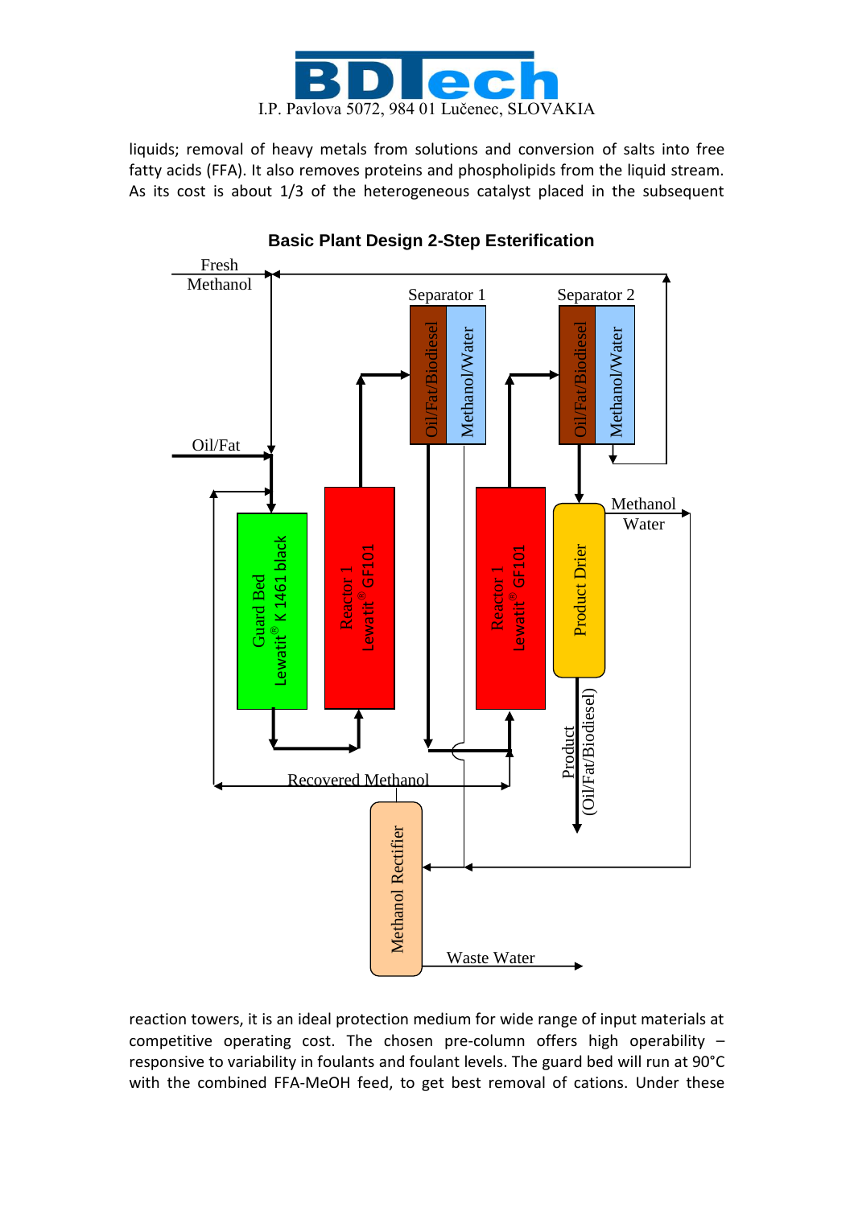liquids; removal of heavy metals from solutions and conversion of salts into free fatty acids (FFA). It also removes proteins and phospholipids from the liquid stream. As its cost is about 1/3 of the heterogeneous catalyst placed in the subsequent

**Basic Plant Design 2-Step Esterification**

reaction towers, it is an ideal protection medium for wide range of input materials at competitive operating cost. The chosen pre-column offers high operability – responsive to variability in foulants and foulant levels. The guard bed will run at 90°C with the combined FFA-MeOH feed, to get best removal of cations. Under these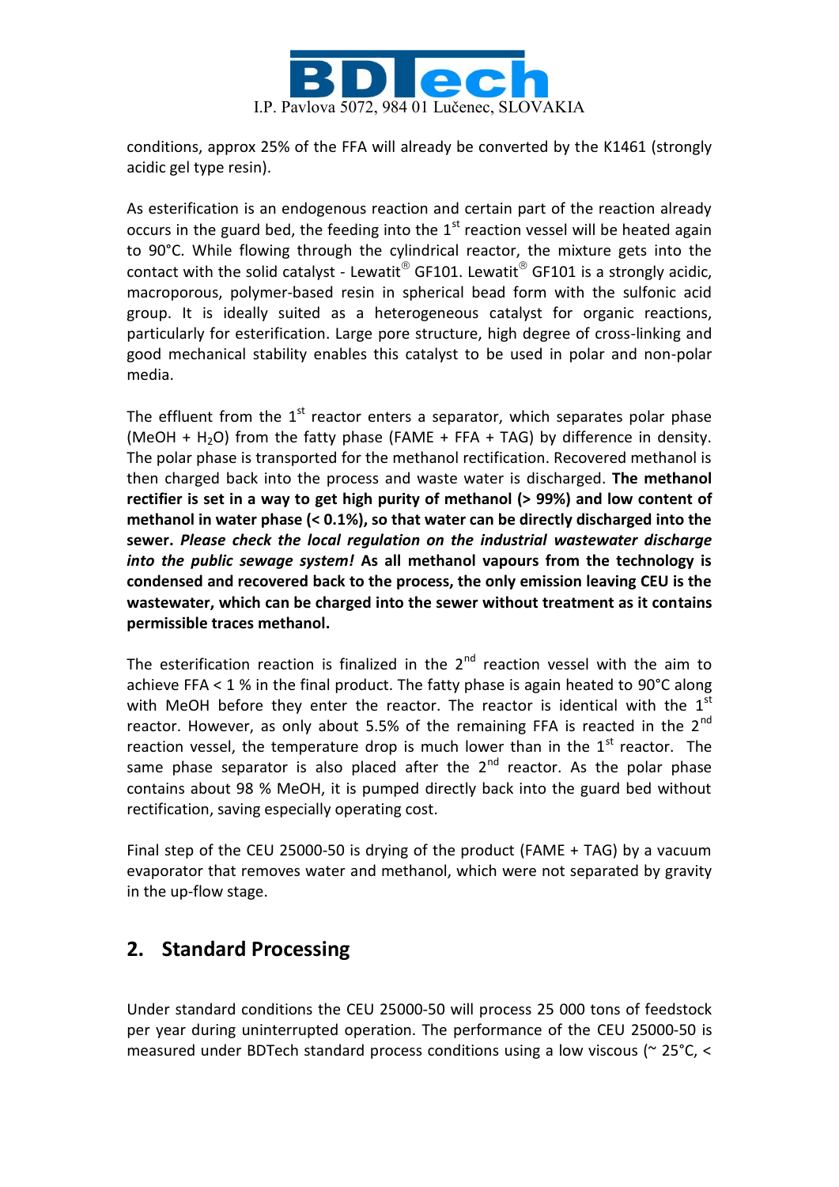conditions, approx 25% of the FFA will already be converted by the K1461 (strongly acidic gel type resin).

As esterification is an endogenous reaction and certain part of the reaction already occurs in the guard bed, the feeding into the 1st reaction vessel will be heated again to 90°C. While flowing through the cylindrical reactor, the mixture gets into the contact with the solid catalyst - Lewatit® GF101. Lewatit® GF101 is a strongly acidic, macroporous, polymer-based resin in spherical bead form with the sulfonic acid group. It is ideally suited as a heterogeneous catalyst for organic reactions, particularly for esterification. Large pore structure, high degree of cross-linking and good mechanical stability enables this catalyst to be used in polar and non-polar media.

The effluent from the 1st reactor enters a separator, which separates polar phase (MeOH + $H_2O$) from the fatty phase (FAME + FFA + TAG) by difference in density. The polar phase is transported for the methanol rectification. Recovered methanol is then charged back into the process and waste water is discharged. **The methanol rectifier is set in a way to get high purity of methanol (> 99%) and low content of methanol in water phase (< 0.1%), so that water can be directly discharged into the sewer.** ***Please check the local regulation on the industrial wastewater discharge into the public sewage system!*** **As all methanol vapours from the technology is condensed and recovered back to the process, the only emission leaving CEU is the wastewater, which can be charged into the sewer without treatment as it contains permissible traces methanol.**

The esterification reaction is finalized in the 2nd reaction vessel with the aim to achieve FFA < 1 % in the final product. The fatty phase is again heated to 90°C along with MeOH before they enter the reactor. The reactor is identical with the 1st reactor. However, as only about 5.5% of the remaining FFA is reacted in the 2nd reaction vessel, the temperature drop is much lower than in the 1st reactor. The same phase separator is also placed after the 2nd reactor. As the polar phase contains about 98 % MeOH, it is pumped directly back into the guard bed without rectification, saving especially operating cost.

Final step of the CEU 25000-50 is drying of the product (FAME + TAG) by a vacuum evaporator that removes water and methanol, which were not separated by gravity in the up-flow stage.

## 2. Standard Processing

Under standard conditions the CEU 25000-50 will process 25 000 tons of feedstock per year during uninterrupted operation. The performance of the CEU 25000-50 is measured under BDTech standard process conditions using a low viscous (~ 25°C, <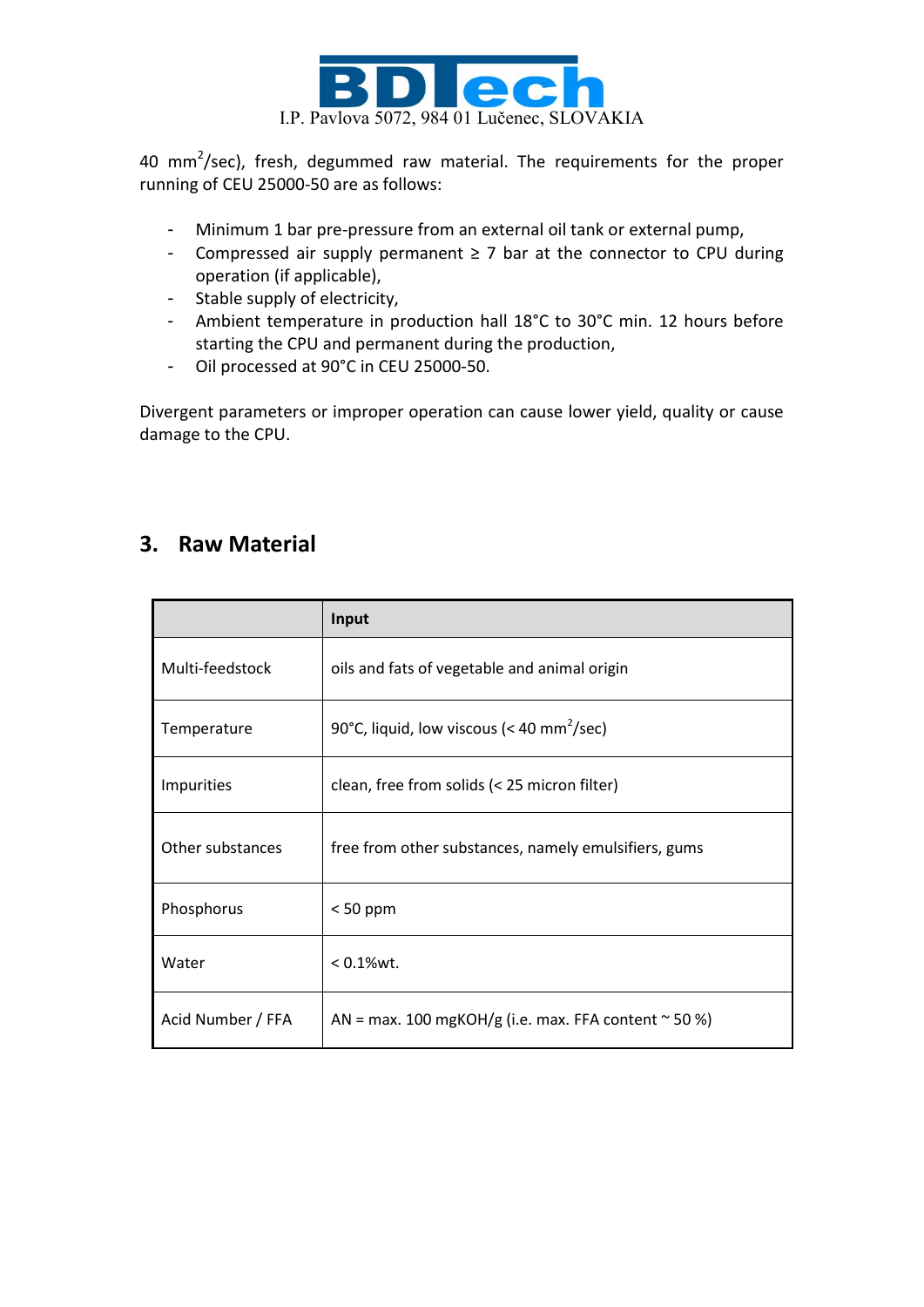40 $mm^2$/sec), fresh, degummed raw material. The requirements for the proper running of CEU 25000-50 are as follows:

- Minimum 1 bar pre-pressure from an external oil tank or external pump,
- Compressed air supply permanent ≥ 7 bar at the connector to CPU during operation (if applicable),
- Stable supply of electricity,
- Ambient temperature in production hall 18°C to 30°C min. 12 hours before starting the CPU and permanent during the production,
- Oil processed at 90°C in CEU 25000-50.

Divergent parameters or improper operation can cause lower yield, quality or cause damage to the CPU.

## 3. Raw Material

| | **Input** |
|---|---|
| Multi-feedstock | oils and fats of vegetable and animal origin |
| Temperature | 90°C, liquid, low viscous (< 40 $mm^2$/sec) |
| Impurities | clean, free from solids (< 25 micron filter) |
| Other substances | free from other substances, namely emulsifiers, gums |
| Phosphorus | < 50 ppm |
| Water | < 0.1%wt. |
| Acid Number / FFA | AN = max. 100 mgKOH/g (i.e. max. FFA content ~ 50 %) |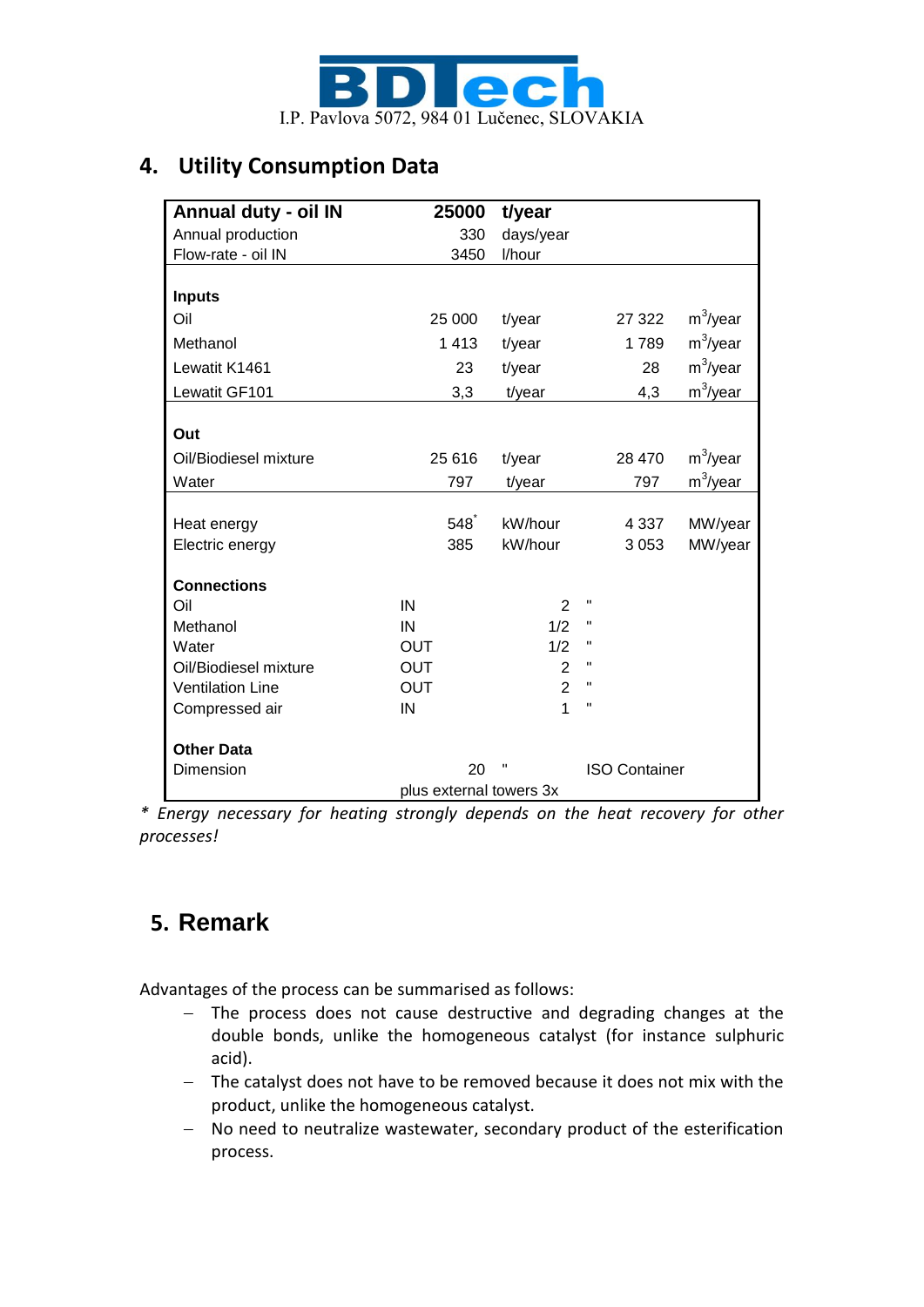## 4. Utility Consumption Data

| **Annual duty - oil IN** | **25000** | **t/year** | | |
|---|---|---|---|---|
| Annual production | 330 | days/year | | |
| Flow-rate - oil IN | 3450 | l/hour | | |
| | | | | |
| **Inputs** | | | | |
| Oil | 25 000 | t/year | 27 322 | $m^3$/year |
| Methanol | 1 413 | t/year | 1 789 | $m^3$/year |
| Lewatit K1461 | 23 | t/year | 28 | $m^3$/year |
| Lewatit GF101 | 3,3 | t/year | 4,3 | $m^3$/year |
| | | | | |
| **Out** | | | | |
| Oil/Biodiesel mixture | 25 616 | t/year | 28 470 | $m^3$/year |
| Water | 797 | t/year | 797 | $m^3$/year |
| | | | | |
| Heat energy | 548* | kW/hour | 4 337 | MW/year |
| Electric energy | 385 | kW/hour | 3 053 | MW/year |
| | | | | |
| **Connections** | | | | |
| Oil | IN | 2 " | | |
| Methanol | IN | 1/2 " | | |
| Water | OUT | 1/2 " | | |
| Oil/Biodiesel mixture | OUT | 2 " | | |
| Ventilation Line | OUT | 2 " | | |
| Compressed air | IN | 1 " | | |
| | | | | |
| **Other Data** | | | | |
| Dimension | 20 " | | ISO Container | |
| | plus external towers 3x | | | |

*\* Energy necessary for heating strongly depends on the heat recovery for other processes!*

## 5. Remark

Advantages of the process can be summarised as follows:

- The process does not cause destructive and degrading changes at the double bonds, unlike the homogeneous catalyst (for instance sulphuric acid).
- The catalyst does not have to be removed because it does not mix with the product, unlike the homogeneous catalyst.
- No need to neutralize wastewater, secondary product of the esterification process.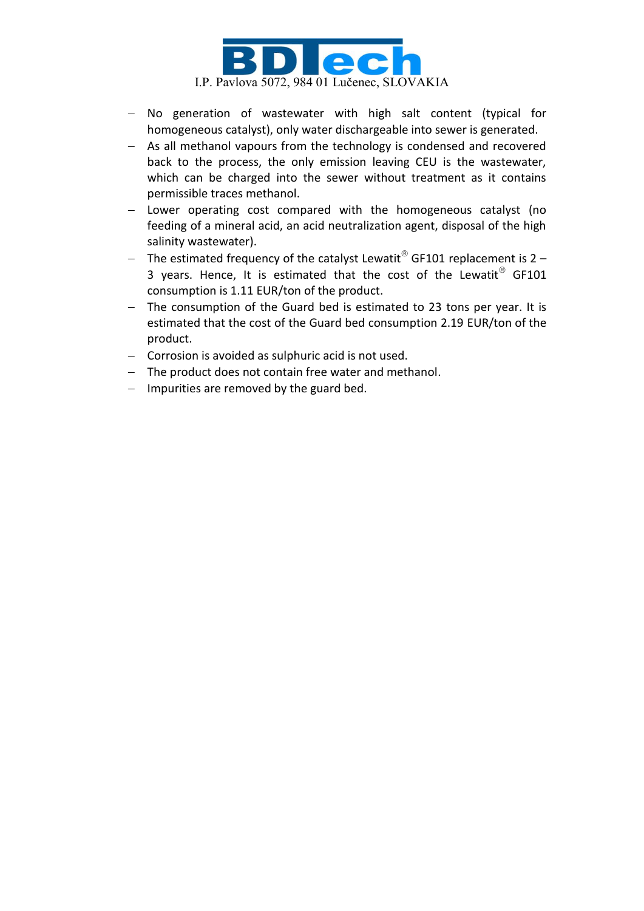- No generation of wastewater with high salt content (typical for homogeneous catalyst), only water dischargeable into sewer is generated.
- As all methanol vapours from the technology is condensed and recovered back to the process, the only emission leaving CEU is the wastewater, which can be charged into the sewer without treatment as it contains permissible traces methanol.
- Lower operating cost compared with the homogeneous catalyst (no feeding of a mineral acid, an acid neutralization agent, disposal of the high salinity wastewater).
- The estimated frequency of the catalyst Lewatit® GF101 replacement is 2 – 3 years. Hence, It is estimated that the cost of the Lewatit® GF101 consumption is 1.11 EUR/ton of the product.
- The consumption of the Guard bed is estimated to 23 tons per year. It is estimated that the cost of the Guard bed consumption 2.19 EUR/ton of the product.
- Corrosion is avoided as sulphuric acid is not used.
- The product does not contain free water and methanol.
- Impurities are removed by the guard bed.